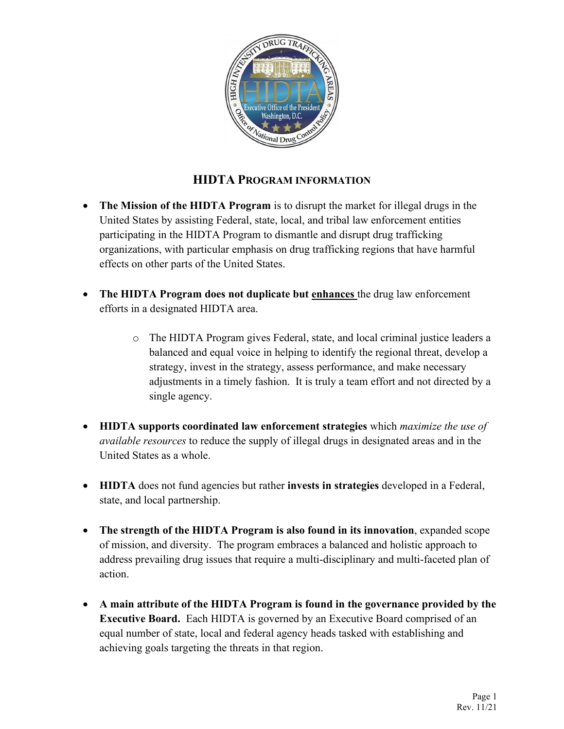# HIDTA PROGRAM INFORMATION

- **The Mission of the HIDTA Program** is to disrupt the market for illegal drugs in the United States by assisting Federal, state, local, and tribal law enforcement entities participating in the HIDTA Program to dismantle and disrupt drug trafficking organizations, with particular emphasis on drug trafficking regions that have harmful effects on other parts of the United States.

- **The HIDTA Program does not duplicate but enhances** the drug law enforcement efforts in a designated HIDTA area.

  - The HIDTA Program gives Federal, state, and local criminal justice leaders a balanced and equal voice in helping to identify the regional threat, develop a strategy, invest in the strategy, assess performance, and make necessary adjustments in a timely fashion. It is truly a team effort and not directed by a single agency.

- **HIDTA supports coordinated law enforcement strategies** which *maximize the use of available resources* to reduce the supply of illegal drugs in designated areas and in the United States as a whole.

- **HIDTA** does not fund agencies but rather **invests in strategies** developed in a Federal, state, and local partnership.

- **The strength of the HIDTA Program is also found in its innovation**, expanded scope of mission, and diversity. The program embraces a balanced and holistic approach to address prevailing drug issues that require a multi-disciplinary and multi-faceted plan of action.

- **A main attribute of the HIDTA Program is found in the governance provided by the Executive Board.** Each HIDTA is governed by an Executive Board comprised of an equal number of state, local and federal agency heads tasked with establishing and achieving goals targeting the threats in that region.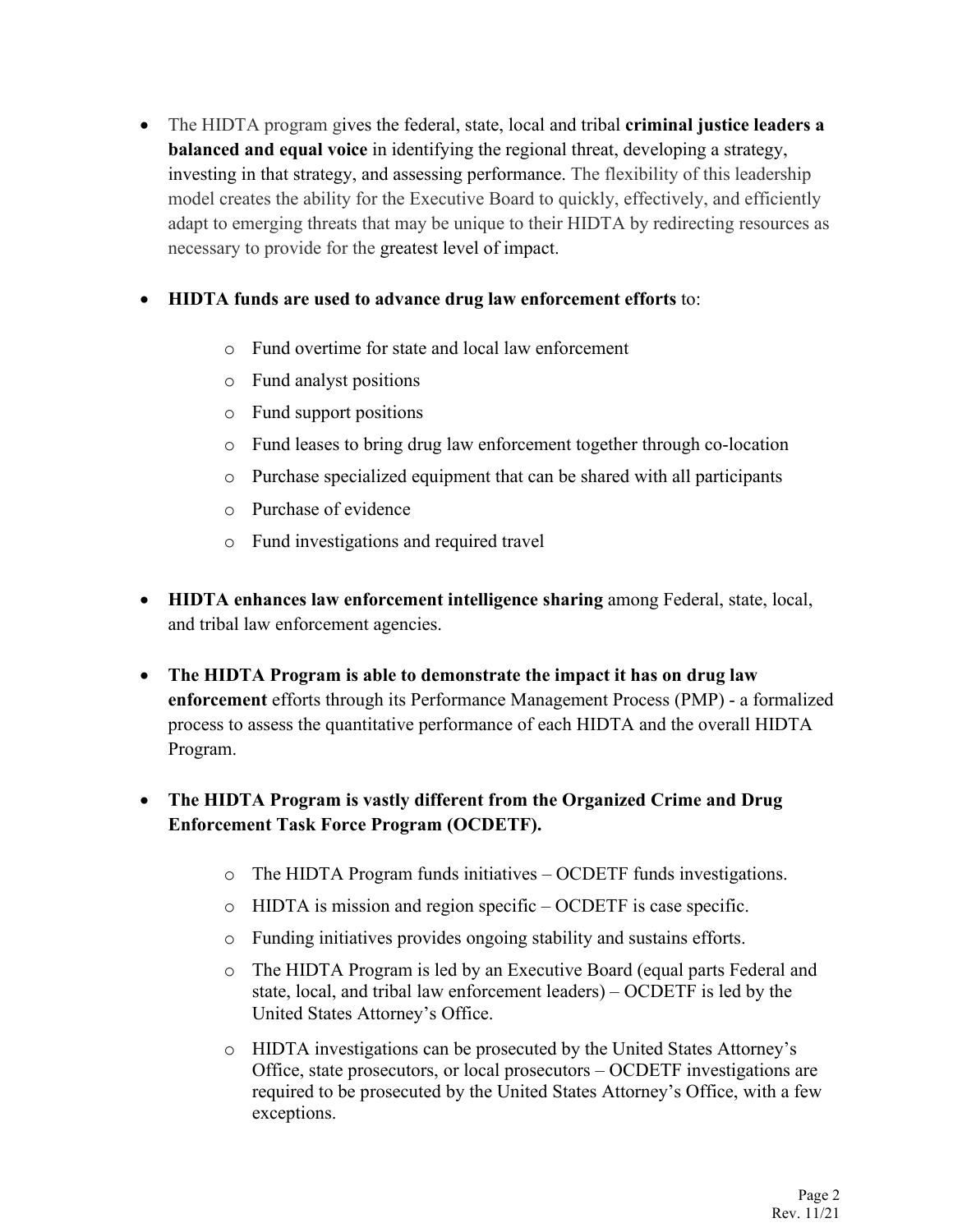- The HIDTA program gives the federal, state, local and tribal **criminal justice leaders a balanced and equal voice** in identifying the regional threat, developing a strategy, investing in that strategy, and assessing performance. The flexibility of this leadership model creates the ability for the Executive Board to quickly, effectively, and efficiently adapt to emerging threats that may be unique to their HIDTA by redirecting resources as necessary to provide for the greatest level of impact.

- **HIDTA funds are used to advance drug law enforcement efforts** to:
  - Fund overtime for state and local law enforcement
  - Fund analyst positions
  - Fund support positions
  - Fund leases to bring drug law enforcement together through co-location
  - Purchase specialized equipment that can be shared with all participants
  - Purchase of evidence
  - Fund investigations and required travel

- **HIDTA enhances law enforcement intelligence sharing** among Federal, state, local, and tribal law enforcement agencies.

- **The HIDTA Program is able to demonstrate the impact it has on drug law enforcement** efforts through its Performance Management Process (PMP) - a formalized process to assess the quantitative performance of each HIDTA and the overall HIDTA Program.

- **The HIDTA Program is vastly different from the Organized Crime and Drug Enforcement Task Force Program (OCDETF).**
  - The HIDTA Program funds initiatives – OCDETF funds investigations.
  - HIDTA is mission and region specific – OCDETF is case specific.
  - Funding initiatives provides ongoing stability and sustains efforts.
  - The HIDTA Program is led by an Executive Board (equal parts Federal and state, local, and tribal law enforcement leaders) – OCDETF is led by the United States Attorney's Office.
  - HIDTA investigations can be prosecuted by the United States Attorney's Office, state prosecutors, or local prosecutors – OCDETF investigations are required to be prosecuted by the United States Attorney's Office, with a few exceptions.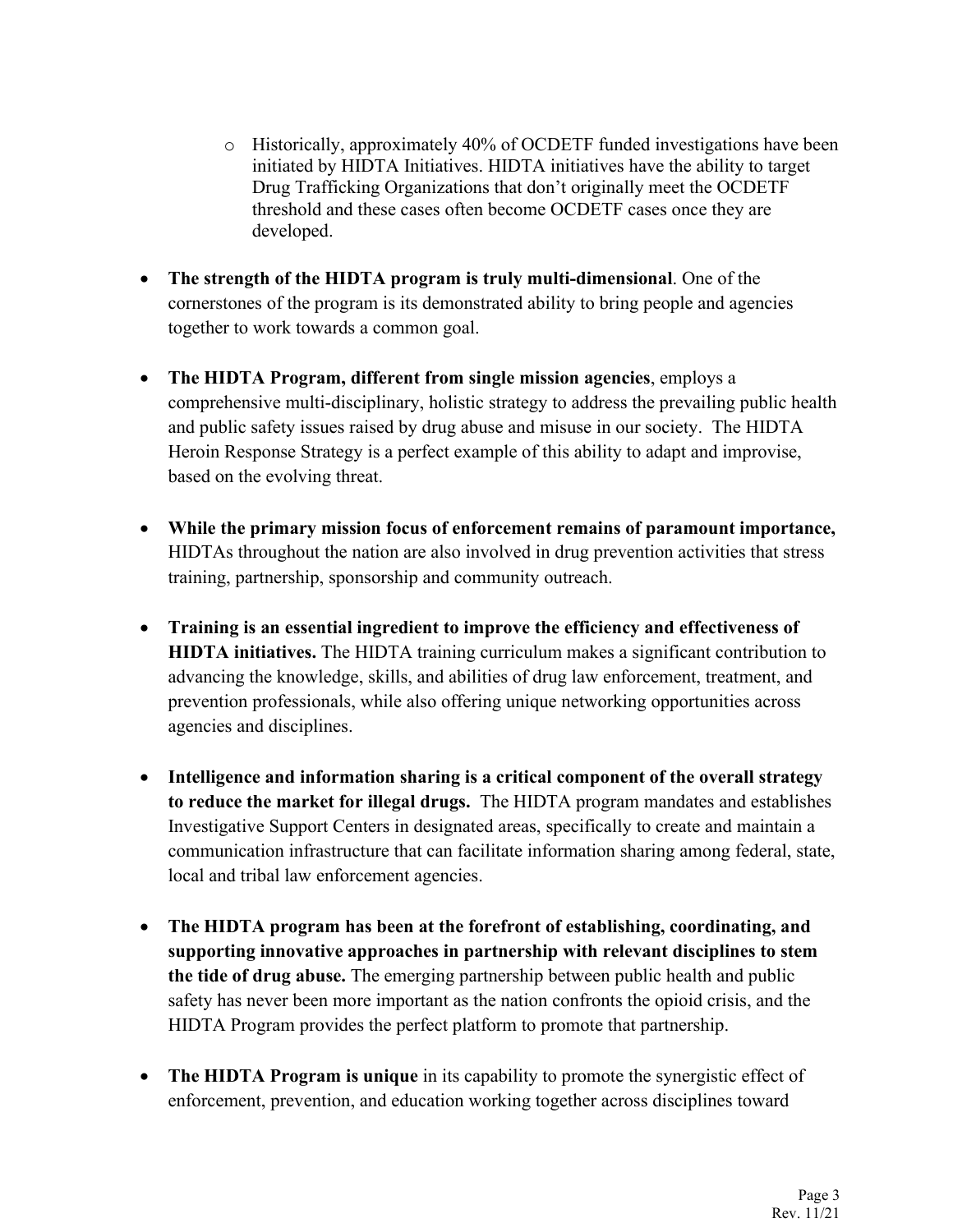- Historically, approximately 40% of OCDETF funded investigations have been initiated by HIDTA Initiatives. HIDTA initiatives have the ability to target Drug Trafficking Organizations that don't originally meet the OCDETF threshold and these cases often become OCDETF cases once they are developed.

- **The strength of the HIDTA program is truly multi-dimensional**. One of the cornerstones of the program is its demonstrated ability to bring people and agencies together to work towards a common goal.

- **The HIDTA Program, different from single mission agencies**, employs a comprehensive multi-disciplinary, holistic strategy to address the prevailing public health and public safety issues raised by drug abuse and misuse in our society. The HIDTA Heroin Response Strategy is a perfect example of this ability to adapt and improvise, based on the evolving threat.

- **While the primary mission focus of enforcement remains of paramount importance,** HIDTAs throughout the nation are also involved in drug prevention activities that stress training, partnership, sponsorship and community outreach.

- **Training is an essential ingredient to improve the efficiency and effectiveness of HIDTA initiatives.** The HIDTA training curriculum makes a significant contribution to advancing the knowledge, skills, and abilities of drug law enforcement, treatment, and prevention professionals, while also offering unique networking opportunities across agencies and disciplines.

- **Intelligence and information sharing is a critical component of the overall strategy to reduce the market for illegal drugs.** The HIDTA program mandates and establishes Investigative Support Centers in designated areas, specifically to create and maintain a communication infrastructure that can facilitate information sharing among federal, state, local and tribal law enforcement agencies.

- **The HIDTA program has been at the forefront of establishing, coordinating, and supporting innovative approaches in partnership with relevant disciplines to stem the tide of drug abuse.** The emerging partnership between public health and public safety has never been more important as the nation confronts the opioid crisis, and the HIDTA Program provides the perfect platform to promote that partnership.

- **The HIDTA Program is unique** in its capability to promote the synergistic effect of enforcement, prevention, and education working together across disciplines toward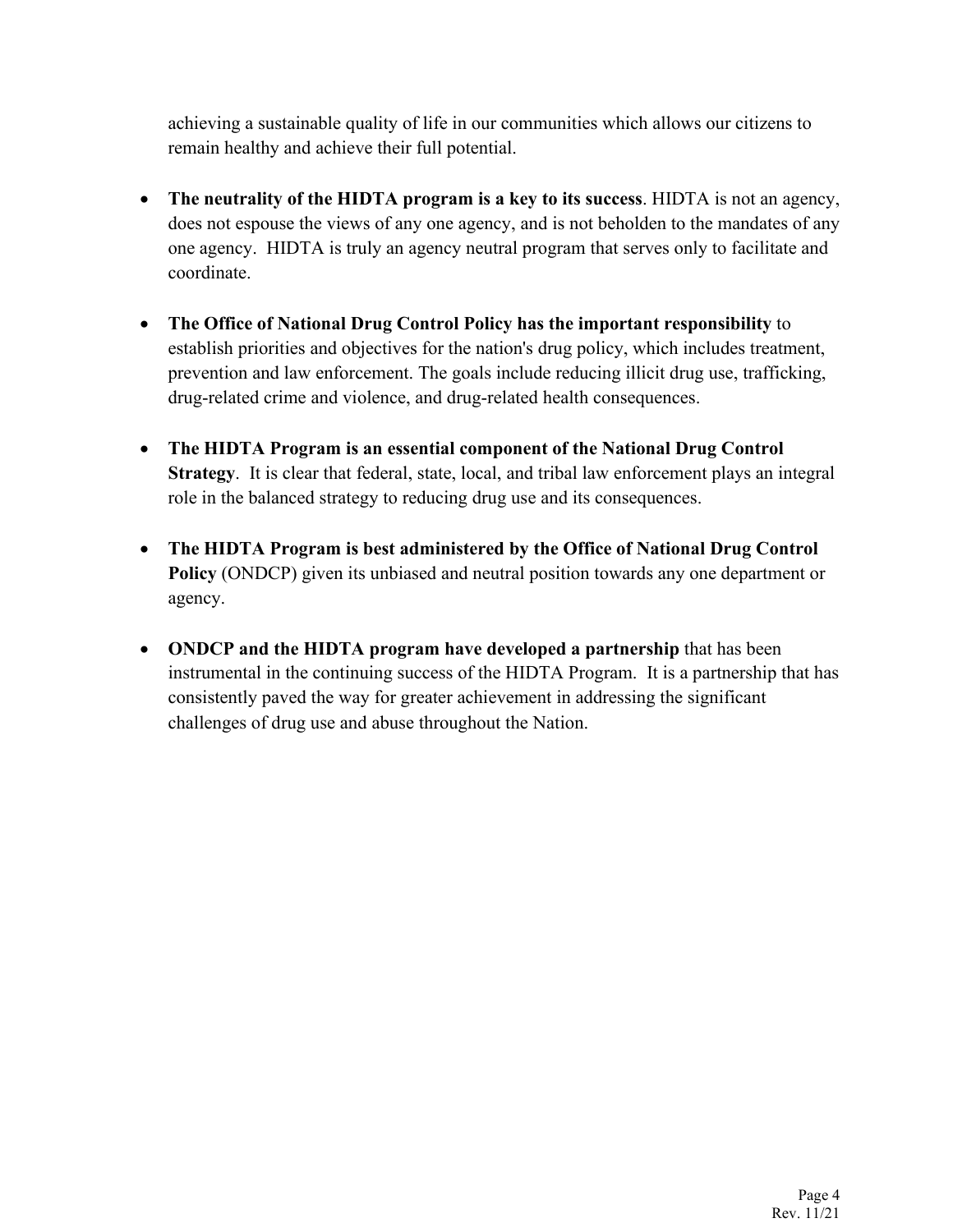achieving a sustainable quality of life in our communities which allows our citizens to remain healthy and achieve their full potential.

- **The neutrality of the HIDTA program is a key to its success**. HIDTA is not an agency, does not espouse the views of any one agency, and is not beholden to the mandates of any one agency. HIDTA is truly an agency neutral program that serves only to facilitate and coordinate.

- **The Office of National Drug Control Policy has the important responsibility** to establish priorities and objectives for the nation's drug policy, which includes treatment, prevention and law enforcement. The goals include reducing illicit drug use, trafficking, drug-related crime and violence, and drug-related health consequences.

- **The HIDTA Program is an essential component of the National Drug Control Strategy**. It is clear that federal, state, local, and tribal law enforcement plays an integral role in the balanced strategy to reducing drug use and its consequences.

- **The HIDTA Program is best administered by the Office of National Drug Control Policy** (ONDCP) given its unbiased and neutral position towards any one department or agency.

- **ONDCP and the HIDTA program have developed a partnership** that has been instrumental in the continuing success of the HIDTA Program. It is a partnership that has consistently paved the way for greater achievement in addressing the significant challenges of drug use and abuse throughout the Nation.